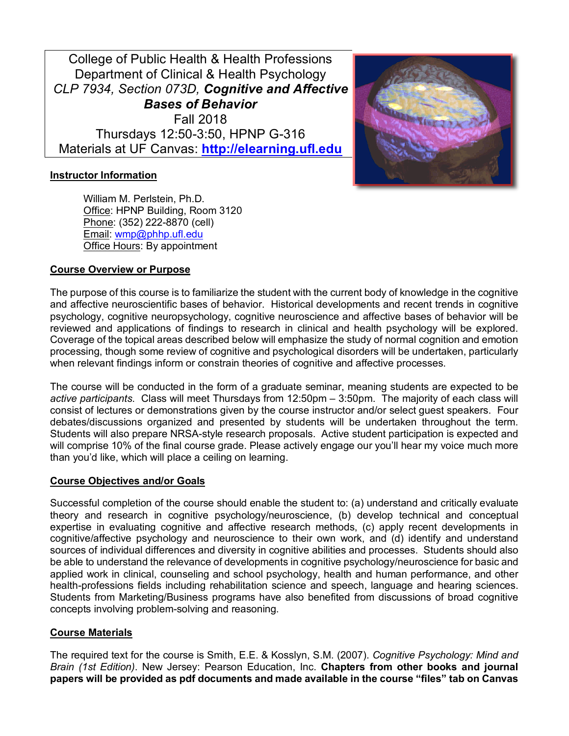College of Public Health & Health Professions
Department of Clinical & Health Psychology
*CLP 7934, Section 073D,* ***Cognitive and Affective Bases of Behavior***
Fall 2018
Thursdays 12:50-3:50, HPNP G-316
Materials at UF Canvas: **http://elearning.ufl.edu**

## Instructor Information

William M. Perlstein, Ph.D.
Office: HPNP Building, Room 3120
Phone: (352) 222-8870 (cell)
Email: wmp@phhp.ufl.edu
Office Hours: By appointment

## Course Overview or Purpose

The purpose of this course is to familiarize the student with the current body of knowledge in the cognitive and affective neuroscientific bases of behavior. Historical developments and recent trends in cognitive psychology, cognitive neuropsychology, cognitive neuroscience and affective bases of behavior will be reviewed and applications of findings to research in clinical and health psychology will be explored. Coverage of the topical areas described below will emphasize the study of normal cognition and emotion processing, though some review of cognitive and psychological disorders will be undertaken, particularly when relevant findings inform or constrain theories of cognitive and affective processes.

The course will be conducted in the form of a graduate seminar, meaning students are expected to be *active participants*. Class will meet Thursdays from 12:50pm – 3:50pm. The majority of each class will consist of lectures or demonstrations given by the course instructor and/or select guest speakers. Four debates/discussions organized and presented by students will be undertaken throughout the term. Students will also prepare NRSA-style research proposals. Active student participation is expected and will comprise 10% of the final course grade. Please actively engage our you'll hear my voice much more than you'd like, which will place a ceiling on learning.

## Course Objectives and/or Goals

Successful completion of the course should enable the student to: (a) understand and critically evaluate theory and research in cognitive psychology/neuroscience, (b) develop technical and conceptual expertise in evaluating cognitive and affective research methods, (c) apply recent developments in cognitive/affective psychology and neuroscience to their own work, and (d) identify and understand sources of individual differences and diversity in cognitive abilities and processes. Students should also be able to understand the relevance of developments in cognitive psychology/neuroscience for basic and applied work in clinical, counseling and school psychology, health and human performance, and other health-professions fields including rehabilitation science and speech, language and hearing sciences. Students from Marketing/Business programs have also benefited from discussions of broad cognitive concepts involving problem-solving and reasoning.

## Course Materials

The required text for the course is Smith, E.E. & Kosslyn, S.M. (2007). *Cognitive Psychology: Mind and Brain (1st Edition)*. New Jersey: Pearson Education, Inc. **Chapters from other books and journal papers will be provided as pdf documents and made available in the course "files" tab on Canvas**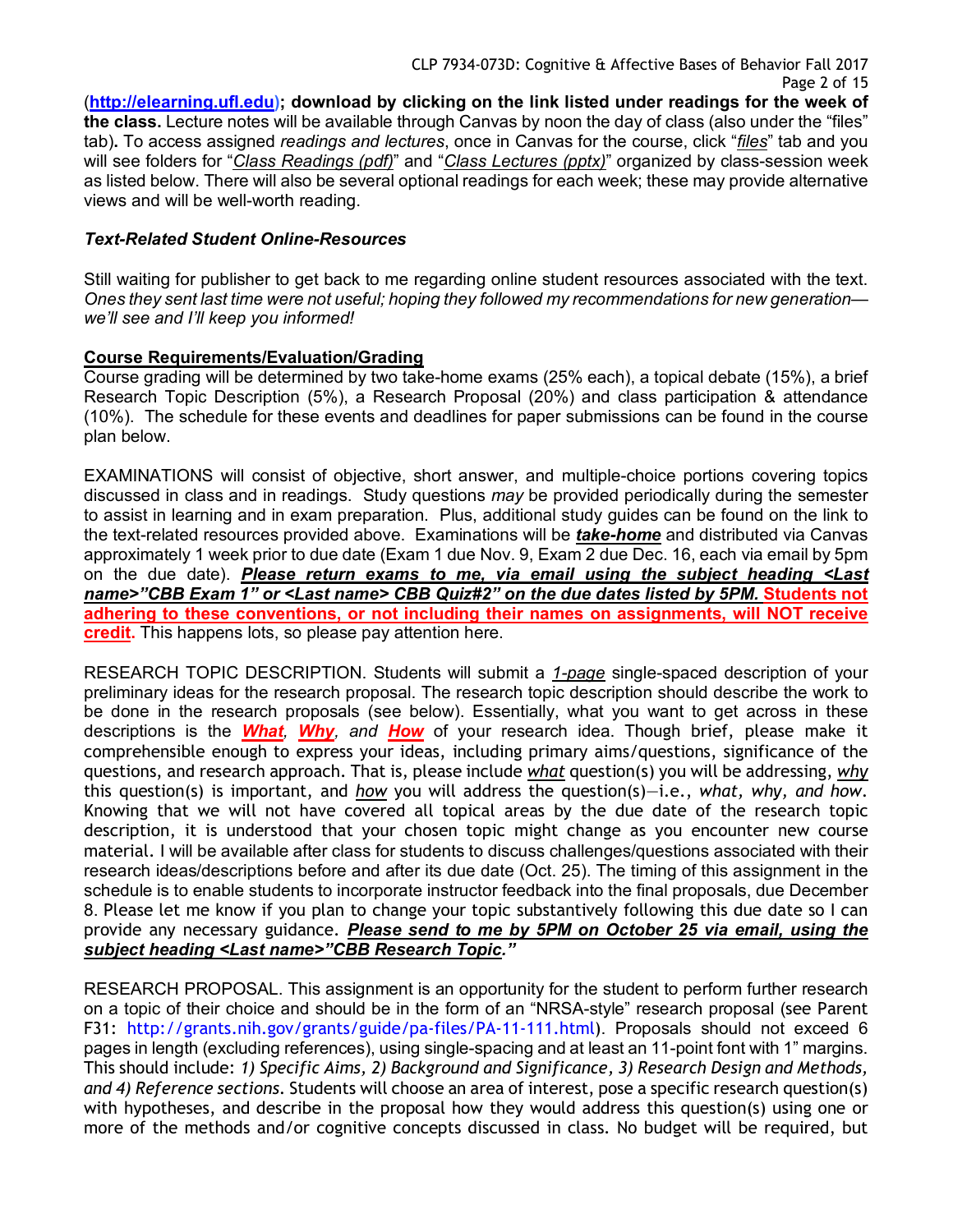(**http://elearning.ufl.edu**)**; download by clicking on the link listed under readings for the week of the class.** Lecture notes will be available through Canvas by noon the day of class (also under the "files" tab)**.** To access assigned *readings and lectures*, once in Canvas for the course, click "*files*" tab and you will see folders for "*Class Readings (pdf)*" and "*Class Lectures (pptx)*" organized by class-session week as listed below. There will also be several optional readings for each week; these may provide alternative views and will be well-worth reading.

### *Text-Related Student Online-Resources*

Still waiting for publisher to get back to me regarding online student resources associated with the text. *Ones they sent last time were not useful; hoping they followed my recommendations for new generation—we'll see and I'll keep you informed!*

### Course Requirements/Evaluation/Grading

Course grading will be determined by two take-home exams (25% each), a topical debate (15%), a brief Research Topic Description (5%), a Research Proposal (20%) and class participation & attendance (10%). The schedule for these events and deadlines for paper submissions can be found in the course plan below.

EXAMINATIONS will consist of objective, short answer, and multiple-choice portions covering topics discussed in class and in readings. Study questions *may* be provided periodically during the semester to assist in learning and in exam preparation. Plus, additional study guides can be found on the link to the text-related resources provided above. Examinations will be ***take-home*** and distributed via Canvas approximately 1 week prior to due date (Exam 1 due Nov. 9, Exam 2 due Dec. 16, each via email by 5pm on the due date). ***Please return exams to me, via email using the subject heading <Last name>"CBB Exam 1" or <Last name> CBB Quiz#2" on the due dates listed by 5PM.*** **Students not adhering to these conventions, or not including their names on assignments, will NOT receive credit.** This happens lots, so please pay attention here.

RESEARCH TOPIC DESCRIPTION. Students will submit a *1-page* single-spaced description of your preliminary ideas for the research proposal. The research topic description should describe the work to be done in the research proposals (see below). Essentially, what you want to get across in these descriptions is the ***What***, ***Why***, and ***How*** of your research idea. Though brief, please make it comprehensible enough to express your ideas, including primary aims/questions, significance of the questions, and research approach. That is, please include *what* question(s) you will be addressing, *why* this question(s) is important, and *how* you will address the question(s)—i.e., *what, why, and how*. Knowing that we will not have covered all topical areas by the due date of the research topic description, it is understood that your chosen topic might change as you encounter new course material. I will be available after class for students to discuss challenges/questions associated with their research ideas/descriptions before and after its due date (Oct. 25). The timing of this assignment in the schedule is to enable students to incorporate instructor feedback into the final proposals, due December 8. Please let me know if you plan to change your topic substantively following this due date so I can provide any necessary guidance. ***Please send to me by 5PM on October 25 via email, using the subject heading <Last name>"CBB Research Topic."***

RESEARCH PROPOSAL. This assignment is an opportunity for the student to perform further research on a topic of their choice and should be in the form of an "NRSA-style" research proposal (see Parent F31: http://grants.nih.gov/grants/guide/pa-files/PA-11-111.html). Proposals should not exceed 6 pages in length (excluding references), using single-spacing and at least an 11-point font with 1" margins. This should include: *1) Specific Aims, 2) Background and Significance, 3) Research Design and Methods, and 4) Reference sections*. Students will choose an area of interest, pose a specific research question(s) with hypotheses, and describe in the proposal how they would address this question(s) using one or more of the methods and/or cognitive concepts discussed in class. No budget will be required, but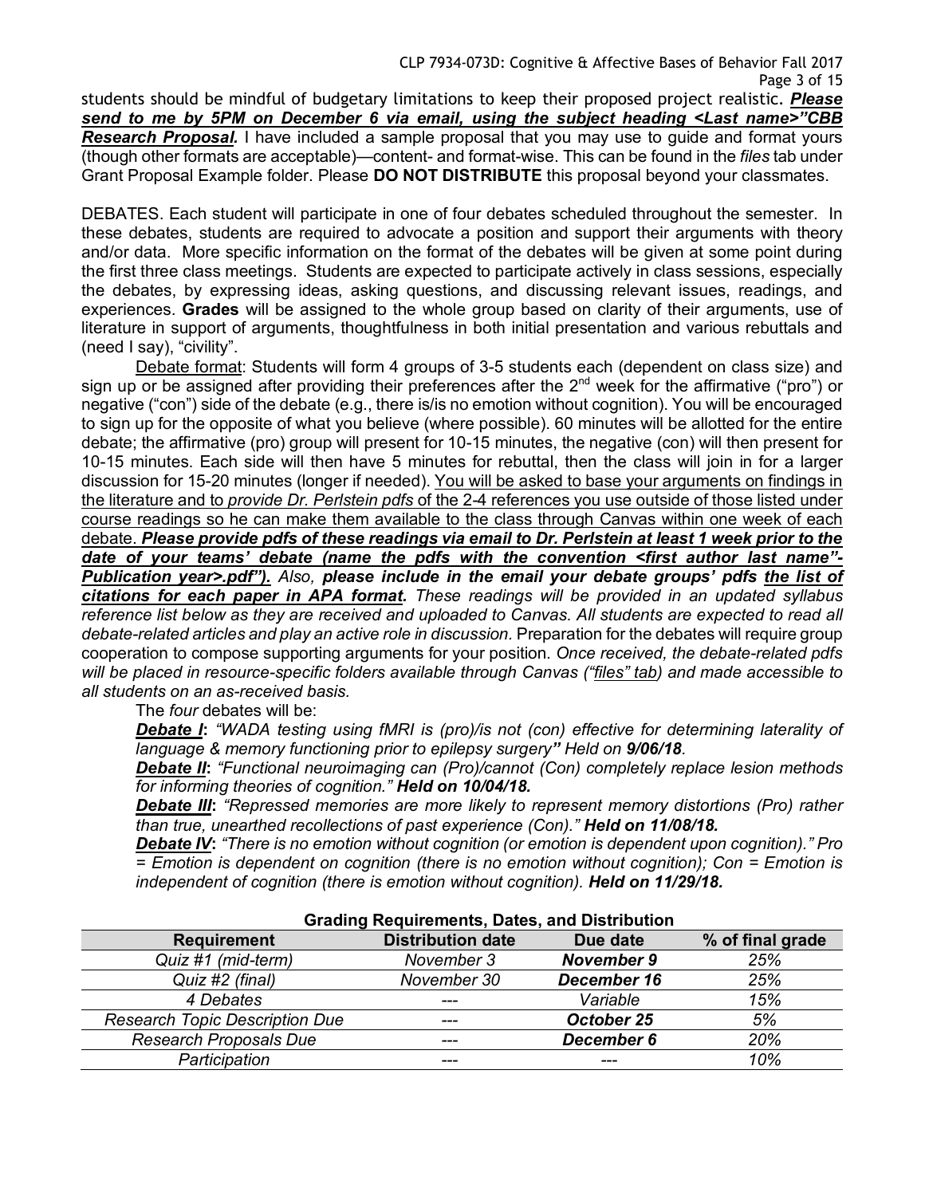students should be mindful of budgetary limitations to keep their proposed project realistic. ***Please send to me by 5PM on December 6 via email, using the subject heading <Last name>"CBB Research Proposal.*** I have included a sample proposal that you may use to guide and format yours (though other formats are acceptable)—content- and format-wise. This can be found in the *files* tab under Grant Proposal Example folder. Please **DO NOT DISTRIBUTE** this proposal beyond your classmates.

DEBATES. Each student will participate in one of four debates scheduled throughout the semester. In these debates, students are required to advocate a position and support their arguments with theory and/or data. More specific information on the format of the debates will be given at some point during the first three class meetings. Students are expected to participate actively in class sessions, especially the debates, by expressing ideas, asking questions, and discussing relevant issues, readings, and experiences. **Grades** will be assigned to the whole group based on clarity of their arguments, use of literature in support of arguments, thoughtfulness in both initial presentation and various rebuttals and (need I say), "civility".

<u>Debate format</u>: Students will form 4 groups of 3-5 students each (dependent on class size) and sign up or be assigned after providing their preferences after the 2nd week for the affirmative ("pro") or negative ("con") side of the debate (e.g., there is/is no emotion without cognition). You will be encouraged to sign up for the opposite of what you believe (where possible). 60 minutes will be allotted for the entire debate; the affirmative (pro) group will present for 10-15 minutes, the negative (con) will then present for 10-15 minutes. Each side will then have 5 minutes for rebuttal, then the class will join in for a larger discussion for 15-20 minutes (longer if needed). <u>You will be asked to base your arguments on findings in the literature and to *provide Dr. Perlstein pdfs* of the 2-4 references you use outside of those listed under course readings so he can make them available to the class through Canvas within one week of each debate.</u> ***Please provide pdfs of these readings via email to Dr. Perlstein at least 1 week prior to the date of your teams' debate (name the pdfs with the convention <first author last name"-Publication year>.pdf").*** *Also,* ***please include in the email your debate groups' pdfs the list of citations for each paper in APA format.*** *These readings will be provided in an updated syllabus reference list below as they are received and uploaded to Canvas. All students are expected to read all debate-related articles and play an active role in discussion.* Preparation for the debates will require group cooperation to compose supporting arguments for your position. *Once received, the debate-related pdfs will be placed in resource-specific folders available through Canvas ("files" tab) and made accessible to all students on an as-received basis.*

The *four* debates will be:

***Debate I***: *"WADA testing using fMRI is (pro)/is not (con) effective for determining laterality of language & memory functioning prior to epilepsy surgery"* *Held on* ***9/06/18***.

***Debate II***: *"Functional neuroimaging can (Pro)/cannot (Con) completely replace lesion methods for informing theories of cognition."* ***Held on 10/04/18.***

***Debate III***: *"Repressed memories are more likely to represent memory distortions (Pro) rather than true, unearthed recollections of past experience (Con)."* ***Held on 11/08/18.***

***Debate IV***: *"There is no emotion without cognition (or emotion is dependent upon cognition)." Pro = Emotion is dependent on cognition (there is no emotion without cognition); Con = Emotion is independent of cognition (there is emotion without cognition).* ***Held on 11/29/18.***

**Grading Requirements, Dates, and Distribution**

| Requirement | Distribution date | Due date | % of final grade |
|---|---|---|---|
| *Quiz #1 (mid-term)* | *November 3* | ***November 9*** | *25%* |
| *Quiz #2 (final)* | *November 30* | ***December 16*** | *25%* |
| *4 Debates* | --- | *Variable* | *15%* |
| *Research Topic Description Due* | --- | ***October 25*** | *5%* |
| *Research Proposals Due* | --- | ***December 6*** | *20%* |
| *Participation* | --- | --- | *10%* |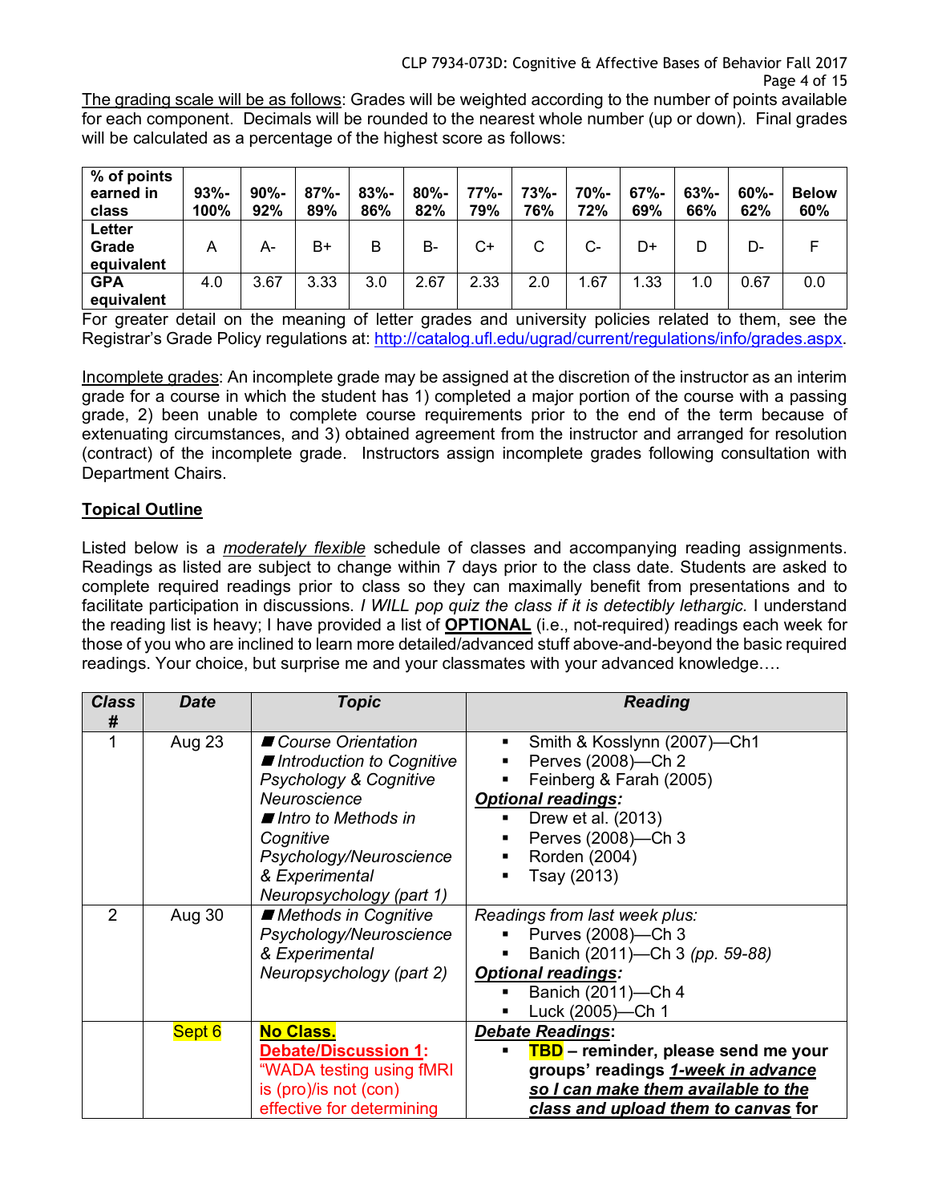The grading scale will be as follows: Grades will be weighted according to the number of points available for each component. Decimals will be rounded to the nearest whole number (up or down). Final grades will be calculated as a percentage of the highest score as follows:

| % of points earned in class | 93%-100% | 90%-92% | 87%-89% | 83%-86% | 80%-82% | 77%-79% | 73%-76% | 70%-72% | 67%-69% | 63%-66% | 60%-62% | Below 60% |
|---|---|---|---|---|---|---|---|---|---|---|---|---|
| **Letter Grade equivalent** | A | A- | B+ | B | B- | C+ | C | C- | D+ | D | D- | F |
| **GPA equivalent** | 4.0 | 3.67 | 3.33 | 3.0 | 2.67 | 2.33 | 2.0 | 1.67 | 1.33 | 1.0 | 0.67 | 0.0 |

For greater detail on the meaning of letter grades and university policies related to them, see the Registrar's Grade Policy regulations at: http://catalog.ufl.edu/ugrad/current/regulations/info/grades.aspx.

Incomplete grades: An incomplete grade may be assigned at the discretion of the instructor as an interim grade for a course in which the student has 1) completed a major portion of the course with a passing grade, 2) been unable to complete course requirements prior to the end of the term because of extenuating circumstances, and 3) obtained agreement from the instructor and arranged for resolution (contract) of the incomplete grade. Instructors assign incomplete grades following consultation with Department Chairs.

## Topical Outline

Listed below is a *moderately flexible* schedule of classes and accompanying reading assignments. Readings as listed are subject to change within 7 days prior to the class date. Students are asked to complete required readings prior to class so they can maximally benefit from presentations and to facilitate participation in discussions. *I WILL pop quiz the class if it is detectibly lethargic.* I understand the reading list is heavy; I have provided a list of **OPTIONAL** (i.e., not-required) readings each week for those of you who are inclined to learn more detailed/advanced stuff above-and-beyond the basic required readings. Your choice, but surprise me and your classmates with your advanced knowledge….

| Class # | Date | Topic | Reading |
|---|---|---|---|
| 1 | Aug 23 | ■ *Course Orientation* <br> ■ *Introduction to Cognitive Psychology & Cognitive Neuroscience* <br> ■ *Intro to Methods in Cognitive Psychology/Neuroscience & Experimental Neuropsychology (part 1)* | ▪ Smith & Kosslyn (2007)—Ch1 <br> ▪ Perves (2008)—Ch 2 <br> ▪ Feinberg & Farah (2005) <br> ***Optional readings:*** <br> ▪ Drew et al. (2013) <br> ▪ Perves (2008)—Ch 3 <br> ▪ Rorden (2004) <br> ▪ Tsay (2013) |
| 2 | Aug 30 | ■ *Methods in Cognitive Psychology/Neuroscience & Experimental Neuropsychology (part 2)* | *Readings from last week plus:* <br> ▪ Purves (2008)—Ch 3 <br> ▪ Banich (2011)—Ch 3 *(pp. 59-88)* <br> ***Optional readings:*** <br> ▪ Banich (2011)—Ch 4 <br> ▪ Luck (2005)—Ch 1 |
| | Sept 6 | **No Class.** <br> **Debate/Discussion 1:** "WADA testing using fMRI is (pro)/is not (con) effective for determining | ***Debate Readings*:** <br> ▪ **TBD – reminder, please send me your groups' readings *1-week in advance so I can make them available to the class and upload them to canvas* for** |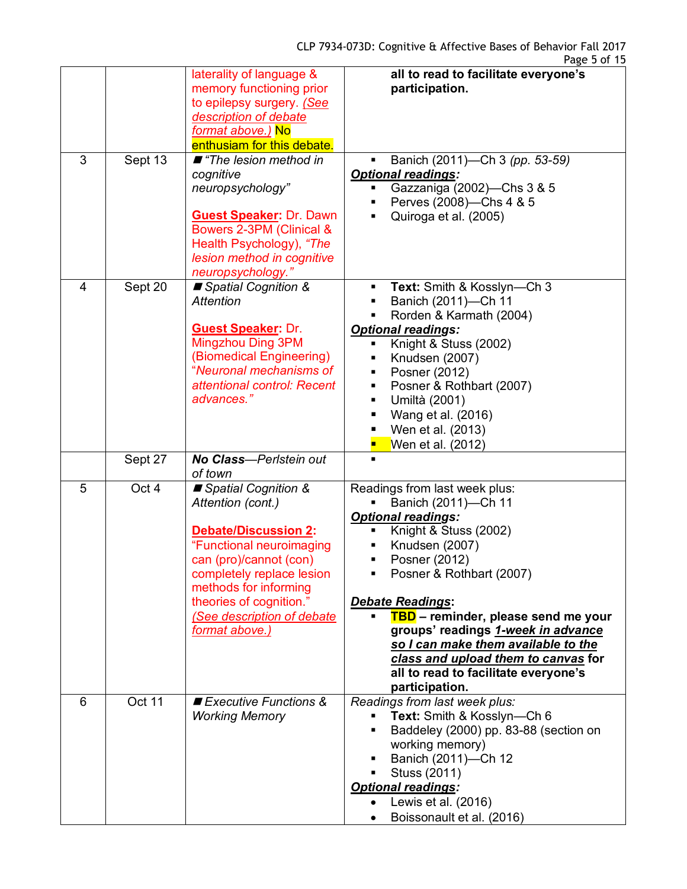| | | | |
|---|---|---|---|
| | | laterality of language & memory functioning prior to epilepsy surgery. *(See description of debate format above.)* No enthusiasm for this debate. | **all to read to facilitate everyone's participation.** |
| 3 | Sept 13 | ■ *"The lesion method in cognitive neuropsychology"*<br><br>**Guest Speaker:** Dr. Dawn Bowers 2-3PM (Clinical & Health Psychology), *"The lesion method in cognitive neuropsychology."* | ▪ Banich (2011)—Ch 3 *(pp. 53-59)*<br>***Optional readings:***<br>▪ Gazzaniga (2002)—Chs 3 & 5<br>▪ Perves (2008)—Chs 4 & 5<br>▪ Quiroga et al. (2005) |
| 4 | Sept 20 | ■ *Spatial Cognition & Attention*<br><br>**Guest Speaker:** Dr. Mingzhou Ding 3PM (Biomedical Engineering) *"Neuronal mechanisms of attentional control: Recent advances."* | ▪ **Text:** Smith & Kosslyn—Ch 3<br>▪ Banich (2011)—Ch 11<br>▪ Rorden & Karmath (2004)<br>***Optional readings:***<br>▪ Knight & Stuss (2002)<br>▪ Knudsen (2007)<br>▪ Posner (2012)<br>▪ Posner & Rothbart (2007)<br>▪ Umiltà (2001)<br>▪ Wang et al. (2016)<br>▪ Wen et al. (2013)<br>▪ Wen et al. (2012) |
| | Sept 27 | ***No Class***—*Perlstein out of town* | ▪ |
| 5 | Oct 4 | ■ *Spatial Cognition & Attention (cont.)*<br><br>**Debate/Discussion 2:** "Functional neuroimaging can (pro)/cannot (con) completely replace lesion methods for informing theories of cognition." *(See description of debate format above.)* | Readings from last week plus:<br>▪ Banich (2011)—Ch 11<br>***Optional readings:***<br>▪ Knight & Stuss (2002)<br>▪ Knudsen (2007)<br>▪ Posner (2012)<br>▪ Posner & Rothbart (2007)<br><br>***Debate Readings:***<br>▪ **TBD – reminder, please send me your groups' readings *1-week in advance so I can make them available to the class and upload them to canvas* for all to read to facilitate everyone's participation.** |
| 6 | Oct 11 | ■ *Executive Functions & Working Memory* | *Readings from last week plus:*<br>▪ **Text:** Smith & Kosslyn—Ch 6<br>▪ Baddeley (2000) pp. 83-88 (section on working memory)<br>▪ Banich (2011)—Ch 12<br>▪ Stuss (2011)<br>***Optional readings:***<br>• Lewis et al. (2016)<br>• Boissonault et al. (2016) |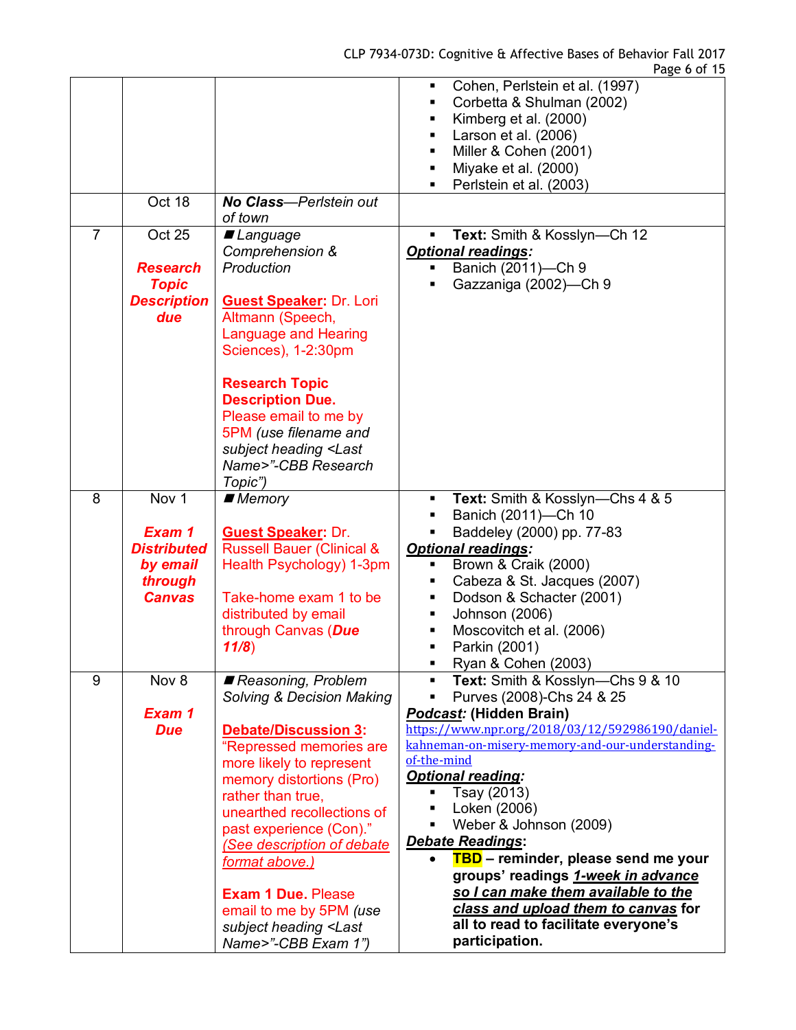| | | | |
|---|---|---|---|
| | | | ▪ Cohen, Perlstein et al. (1997)<br>▪ Corbetta & Shulman (2002)<br>▪ Kimberg et al. (2000)<br>▪ Larson et al. (2006)<br>▪ Miller & Cohen (2001)<br>▪ Miyake et al. (2000)<br>▪ Perlstein et al. (2003) |
| | Oct 18 | ***No Class****—Perlstein out of town* | |
| 7 | Oct 25<br><br>***Research Topic Description due*** | ■ *Language Comprehension & Production*<br><br>**Guest Speaker:** Dr. Lori Altmann (Speech, Language and Hearing Sciences), 1-2:30pm<br><br>**Research Topic Description Due.** Please email to me by 5PM *(use filename and subject heading <Last Name>"-CBB Research Topic")* | ▪ **Text:** Smith & Kosslyn—Ch 12<br>***Optional readings:***<br>▪ Banich (2011)—Ch 9<br>▪ Gazzaniga (2002)—Ch 9 |
| 8 | Nov 1<br><br>***Exam 1 Distributed by email through Canvas*** | ■ *Memory*<br><br>**Guest Speaker:** Dr. Russell Bauer (Clinical & Health Psychology) 1-3pm<br><br>Take-home exam 1 to be distributed by email through Canvas (***Due 11/8***) | ▪ **Text:** Smith & Kosslyn—Chs 4 & 5<br>▪ Banich (2011)—Ch 10<br>▪ Baddeley (2000) pp. 77-83<br>***Optional readings:***<br>▪ Brown & Craik (2000)<br>▪ Cabeza & St. Jacques (2007)<br>▪ Dodson & Schacter (2001)<br>▪ Johnson (2006)<br>▪ Moscovitch et al. (2006)<br>▪ Parkin (2001)<br>▪ Ryan & Cohen (2003) |
| 9 | Nov 8<br><br>***Exam 1 Due*** | ■ *Reasoning, Problem Solving & Decision Making*<br><br>**Debate/Discussion 3:** "Repressed memories are more likely to represent memory distortions (Pro) rather than true, unearthed recollections of past experience (Con)." *(See description of debate format above.)*<br><br>**Exam 1 Due.** Please email to me by 5PM *(use subject heading <Last Name>"-CBB Exam 1")* | ▪ **Text:** Smith & Kosslyn—Chs 9 & 10<br>▪ Purves (2008)-Chs 24 & 25<br>***Podcast:*** **(Hidden Brain)**<br>https://www.npr.org/2018/03/12/592986190/daniel-kahneman-on-misery-memory-and-our-understanding-of-the-mind<br>***Optional reading:***<br>▪ Tsay (2013)<br>▪ Loken (2006)<br>▪ Weber & Johnson (2009)<br>***Debate Readings:***<br>• **TBD – reminder, please send me your groups' readings *1-week in advance so I can make them available to the class and upload them to canvas* for all to read to facilitate everyone's participation.** |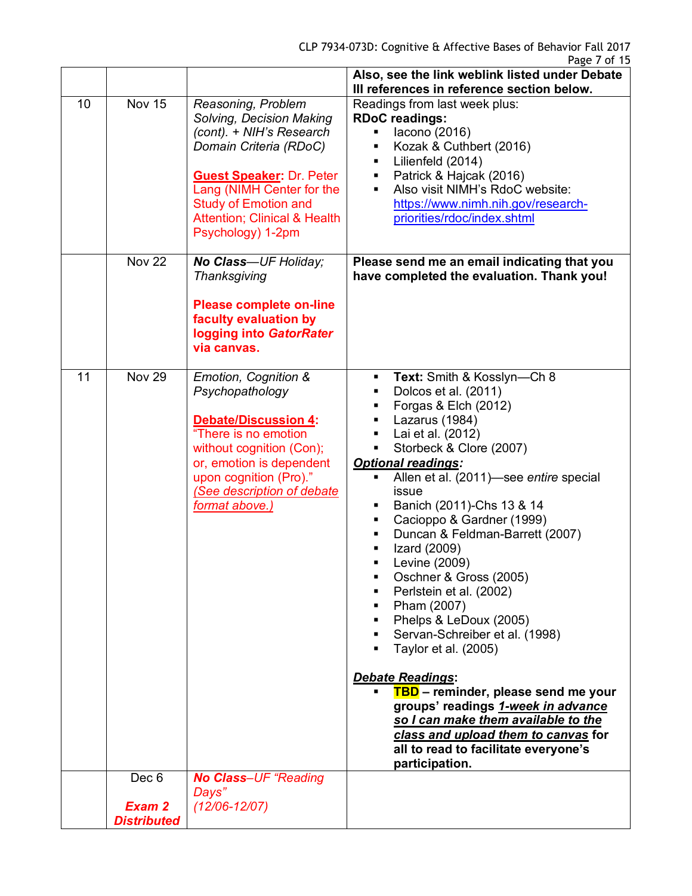| | | | Also, see the link weblink listed under Debate III references in reference section below. |
|---|---|---|---|
| 10 | Nov 15 | *Reasoning, Problem Solving, Decision Making (cont). + NIH's Research Domain Criteria (RDoC)*<br><br>**Guest Speaker:** Dr. Peter Lang (NIMH Center for the Study of Emotion and Attention; Clinical & Health Psychology) 1-2pm | Readings from last week plus:<br>**RDoC readings:**<br>▪ Iacono (2016)<br>▪ Kozak & Cuthbert (2016)<br>▪ Lilienfeld (2014)<br>▪ Patrick & Hajcak (2016)<br>▪ Also visit NIMH's RdoC website: https://www.nimh.nih.gov/research-priorities/rdoc/index.shtml |
| | Nov 22 | ***No Class**—UF Holiday; Thanksgiving*<br><br>**Please complete on-line faculty evaluation by logging into *GatorRater* via canvas.** | **Please send me an email indicating that you have completed the evaluation. Thank you!** |
| 11 | Nov 29 | *Emotion, Cognition & Psychopathology*<br><br>**Debate/Discussion 4:** "There is no emotion without cognition (Con); or, emotion is dependent upon cognition (Pro)." *(See description of debate format above.)* | ▪ **Text:** Smith & Kosslyn—Ch 8<br>▪ Dolcos et al. (2011)<br>▪ Forgas & Elch (2012)<br>▪ Lazarus (1984)<br>▪ Lai et al. (2012)<br>▪ Storbeck & Clore (2007)<br>***Optional readings:***<br>▪ Allen et al. (2011)—see *entire* special issue<br>▪ Banich (2011)-Chs 13 & 14<br>▪ Cacioppo & Gardner (1999)<br>▪ Duncan & Feldman-Barrett (2007)<br>▪ Izard (2009)<br>▪ Levine (2009)<br>▪ Oschner & Gross (2005)<br>▪ Perlstein et al. (2002)<br>▪ Pham (2007)<br>▪ Phelps & LeDoux (2005)<br>▪ Servan-Schreiber et al. (1998)<br>▪ Taylor et al. (2005)<br><br>***Debate Readings*:**<br>▪ **TBD – reminder, please send me your groups' readings *1-week in advance so I can make them available to the class and upload them to canvas* for all to read to facilitate everyone's participation.** |
| | Dec 6<br><br>***Exam 2 Distributed*** | ***No Class**–UF "Reading Days" (12/06-12/07)* | |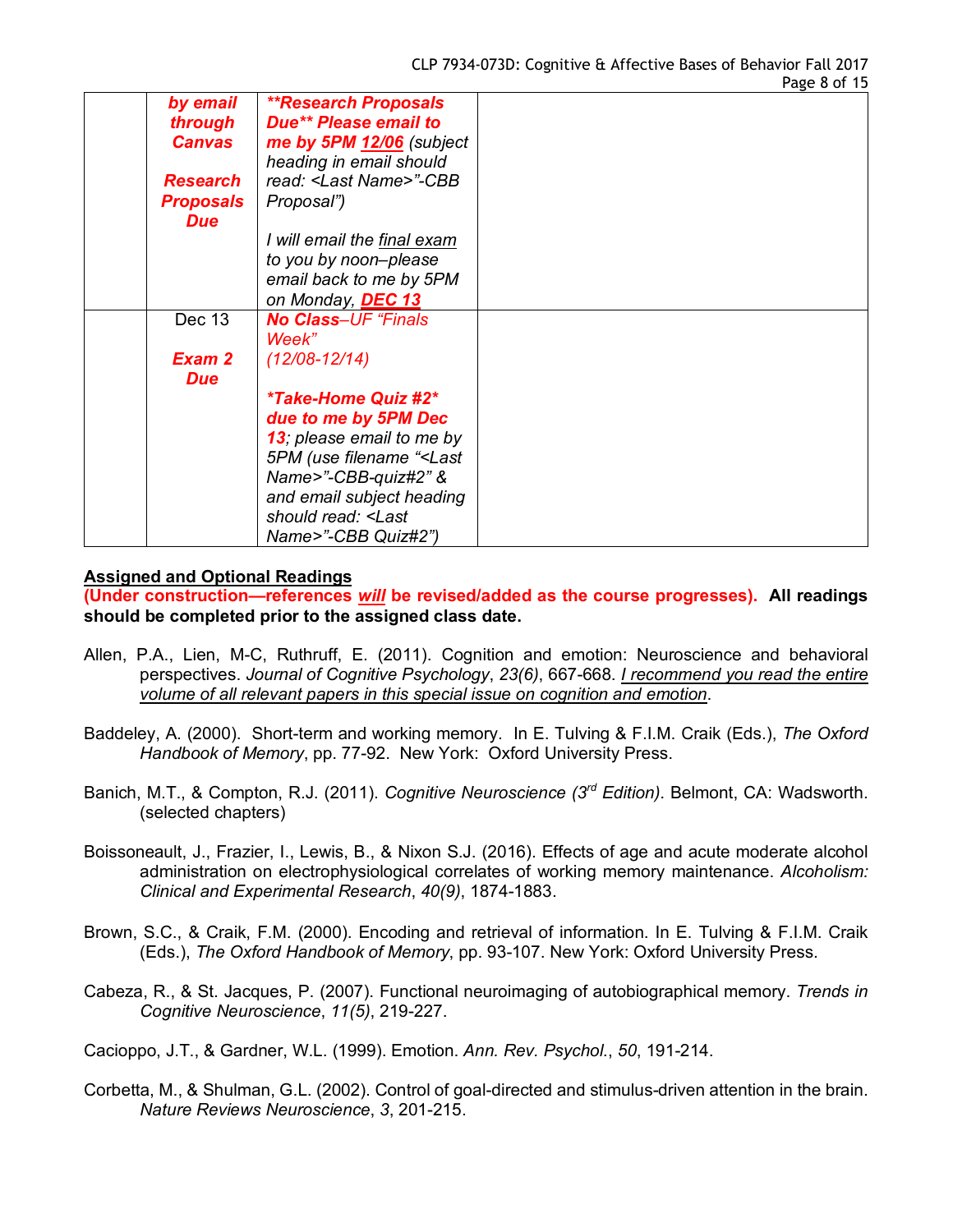| | | | |
|---|---|---|---|
| | ***by email through Canvas*** ***Research Proposals Due*** | ***\*\*Research Proposals Due\*\* Please email to me by 5PM 12/06*** *(subject heading in email should read: <Last Name>"-CBB Proposal")* *I will email the final exam to you by noon–please email back to me by 5PM on Monday,* ***DEC 13*** | |
| | Dec 13 ***Exam 2 Due*** | ***No Class****–UF "Finals Week" (12/08-12/14)* ***\*Take-Home Quiz #2\* due to me by 5PM Dec 13****; please email to me by 5PM (use filename "<Last Name>"-CBB-quiz#2" & and email subject heading should read: <Last Name>"-CBB Quiz#2")* | |

## Assigned and Optional Readings

**(Under construction—references *will* be revised/added as the course progresses). All readings should be completed prior to the assigned class date.**

Allen, P.A., Lien, M-C, Ruthruff, E. (2011). Cognition and emotion: Neuroscience and behavioral perspectives. *Journal of Cognitive Psychology*, *23(6)*, 667-668. *I recommend you read the entire volume of all relevant papers in this special issue on cognition and emotion*.

Baddeley, A. (2000). Short-term and working memory. In E. Tulving & F.I.M. Craik (Eds.), *The Oxford Handbook of Memory*, pp. 77-92. New York: Oxford University Press.

Banich, M.T., & Compton, R.J. (2011). *Cognitive Neuroscience (3rd Edition)*. Belmont, CA: Wadsworth. (selected chapters)

Boissoneault, J., Frazier, I., Lewis, B., & Nixon S.J. (2016). Effects of age and acute moderate alcohol administration on electrophysiological correlates of working memory maintenance. *Alcoholism: Clinical and Experimental Research*, *40(9)*, 1874-1883.

Brown, S.C., & Craik, F.M. (2000). Encoding and retrieval of information. In E. Tulving & F.I.M. Craik (Eds.), *The Oxford Handbook of Memory*, pp. 93-107. New York: Oxford University Press.

Cabeza, R., & St. Jacques, P. (2007). Functional neuroimaging of autobiographical memory. *Trends in Cognitive Neuroscience*, *11(5)*, 219-227.

Cacioppo, J.T., & Gardner, W.L. (1999). Emotion. *Ann. Rev. Psychol.*, *50*, 191-214.

Corbetta, M., & Shulman, G.L. (2002). Control of goal-directed and stimulus-driven attention in the brain. *Nature Reviews Neuroscience*, *3*, 201-215.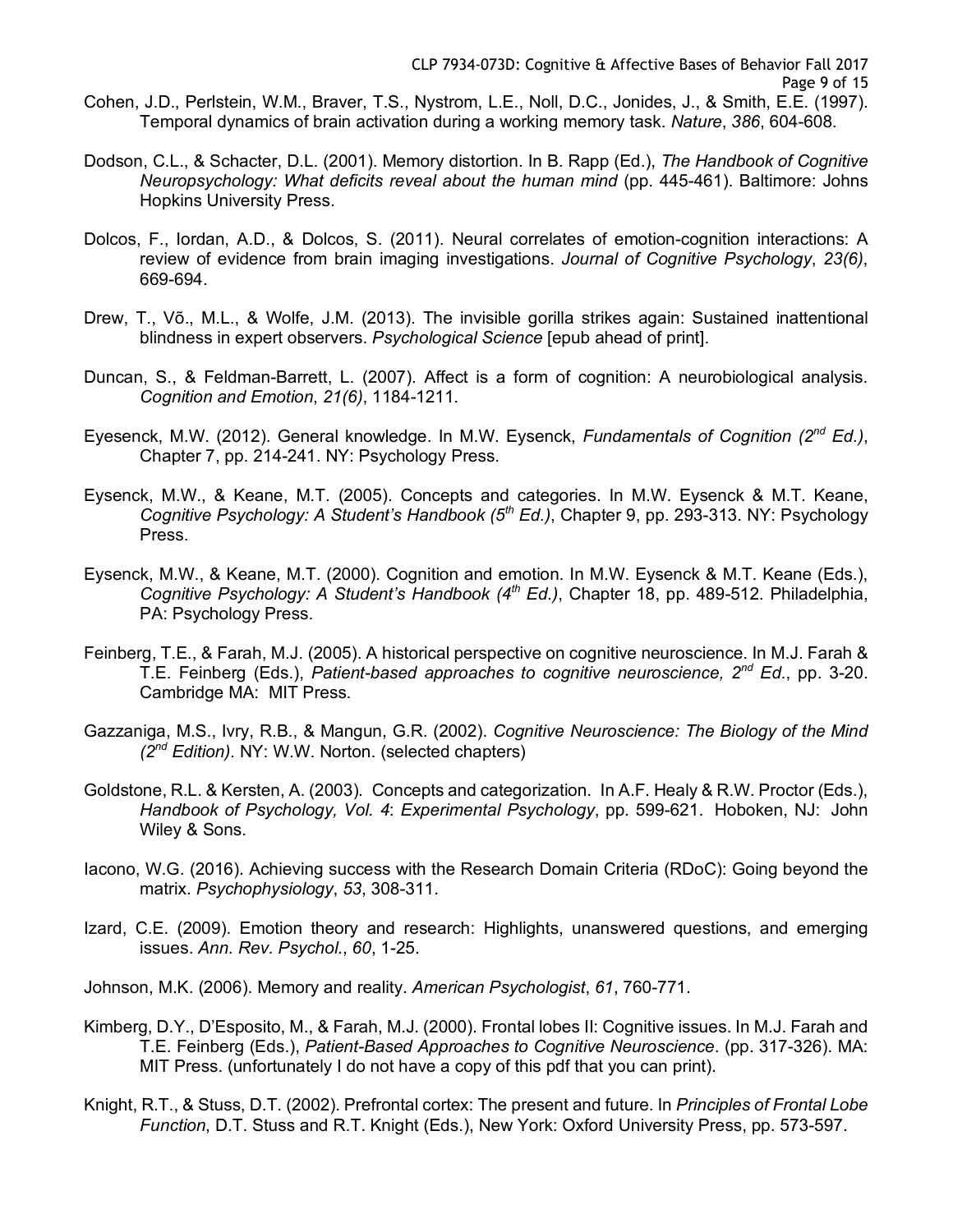Cohen, J.D., Perlstein, W.M., Braver, T.S., Nystrom, L.E., Noll, D.C., Jonides, J., & Smith, E.E. (1997). Temporal dynamics of brain activation during a working memory task. *Nature*, *386*, 604-608.

Dodson, C.L., & Schacter, D.L. (2001). Memory distortion. In B. Rapp (Ed.), *The Handbook of Cognitive Neuropsychology: What deficits reveal about the human mind* (pp. 445-461). Baltimore: Johns Hopkins University Press.

Dolcos, F., Iordan, A.D., & Dolcos, S. (2011). Neural correlates of emotion-cognition interactions: A review of evidence from brain imaging investigations. *Journal of Cognitive Psychology*, *23(6)*, 669-694.

Drew, T., Võ., M.L., & Wolfe, J.M. (2013). The invisible gorilla strikes again: Sustained inattentional blindness in expert observers. *Psychological Science* [epub ahead of print].

Duncan, S., & Feldman-Barrett, L. (2007). Affect is a form of cognition: A neurobiological analysis. *Cognition and Emotion*, *21(6)*, 1184-1211.

Eyesenck, M.W. (2012). General knowledge. In M.W. Eysenck, *Fundamentals of Cognition (2nd Ed.)*, Chapter 7, pp. 214-241. NY: Psychology Press.

Eysenck, M.W., & Keane, M.T. (2005). Concepts and categories. In M.W. Eysenck & M.T. Keane, *Cognitive Psychology: A Student's Handbook (5th Ed.)*, Chapter 9, pp. 293-313. NY: Psychology Press.

Eysenck, M.W., & Keane, M.T. (2000). Cognition and emotion. In M.W. Eysenck & M.T. Keane (Eds.), *Cognitive Psychology: A Student's Handbook (4th Ed.)*, Chapter 18, pp. 489-512. Philadelphia, PA: Psychology Press.

Feinberg, T.E., & Farah, M.J. (2005). A historical perspective on cognitive neuroscience. In M.J. Farah & T.E. Feinberg (Eds.), *Patient-based approaches to cognitive neuroscience, 2nd Ed.*, pp. 3-20. Cambridge MA: MIT Press.

Gazzaniga, M.S., Ivry, R.B., & Mangun, G.R. (2002). *Cognitive Neuroscience: The Biology of the Mind (2nd Edition)*. NY: W.W. Norton. (selected chapters)

Goldstone, R.L. & Kersten, A. (2003). Concepts and categorization. In A.F. Healy & R.W. Proctor (Eds.), *Handbook of Psychology, Vol. 4*: *Experimental Psychology*, pp. 599-621. Hoboken, NJ: John Wiley & Sons.

Iacono, W.G. (2016). Achieving success with the Research Domain Criteria (RDoC): Going beyond the matrix. *Psychophysiology*, *53*, 308-311.

Izard, C.E. (2009). Emotion theory and research: Highlights, unanswered questions, and emerging issues. *Ann. Rev. Psychol.*, *60*, 1-25.

Johnson, M.K. (2006). Memory and reality. *American Psychologist*, *61*, 760-771.

Kimberg, D.Y., D'Esposito, M., & Farah, M.J. (2000). Frontal lobes II: Cognitive issues. In M.J. Farah and T.E. Feinberg (Eds.), *Patient-Based Approaches to Cognitive Neuroscience*. (pp. 317-326). MA: MIT Press. (unfortunately I do not have a copy of this pdf that you can print).

Knight, R.T., & Stuss, D.T. (2002). Prefrontal cortex: The present and future. In *Principles of Frontal Lobe Function*, D.T. Stuss and R.T. Knight (Eds.), New York: Oxford University Press, pp. 573-597.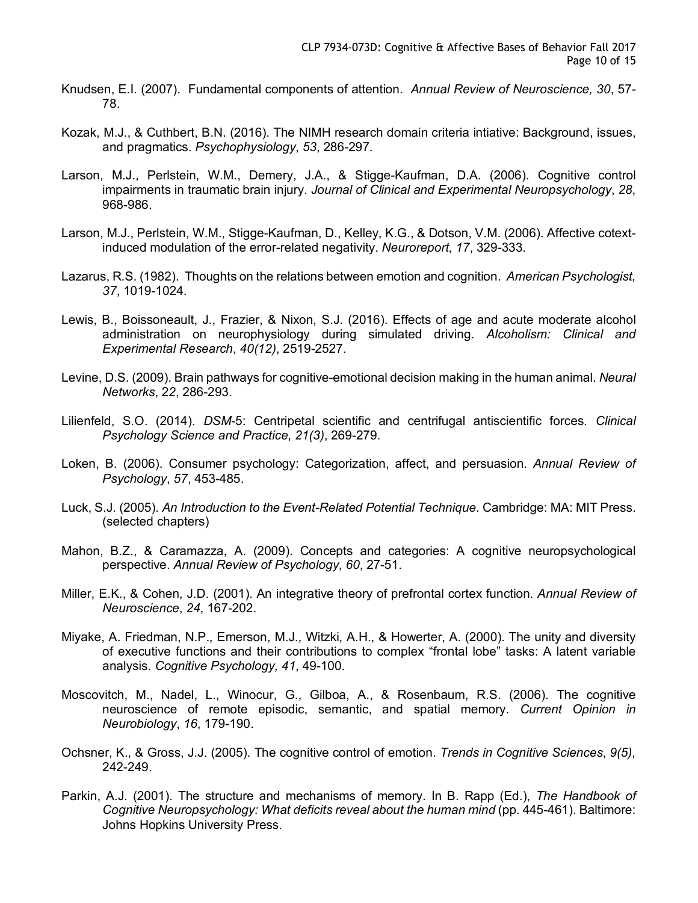Knudsen, E.I. (2007). Fundamental components of attention. *Annual Review of Neuroscience, 30*, 57-78.

Kozak, M.J., & Cuthbert, B.N. (2016). The NIMH research domain criteria intiative: Background, issues, and pragmatics. *Psychophysiology*, *53*, 286-297.

Larson, M.J., Perlstein, W.M., Demery, J.A., & Stigge-Kaufman, D.A. (2006). Cognitive control impairments in traumatic brain injury. *Journal of Clinical and Experimental Neuropsychology*, *28*, 968-986.

Larson, M.J., Perlstein, W.M., Stigge-Kaufman, D., Kelley, K.G., & Dotson, V.M. (2006). Affective cotext-induced modulation of the error-related negativity. *Neuroreport*, *17*, 329-333.

Lazarus, R.S. (1982). Thoughts on the relations between emotion and cognition. *American Psychologist, 37*, 1019-1024.

Lewis, B., Boissoneault, J., Frazier, & Nixon, S.J. (2016). Effects of age and acute moderate alcohol administration on neurophysiology during simulated driving. *Alcoholism: Clinical and Experimental Research*, *40(12)*, 2519-2527.

Levine, D.S. (2009). Brain pathways for cognitive-emotional decision making in the human animal. *Neural Networks*, *22*, 286-293.

Lilienfeld, S.O. (2014). *DSM*-5: Centripetal scientific and centrifugal antiscientific forces. *Clinical Psychology Science and Practice*, *21(3)*, 269-279.

Loken, B. (2006). Consumer psychology: Categorization, affect, and persuasion. *Annual Review of Psychology*, *57*, 453-485.

Luck, S.J. (2005). *An Introduction to the Event-Related Potential Technique*. Cambridge: MA: MIT Press. (selected chapters)

Mahon, B.Z., & Caramazza, A. (2009). Concepts and categories: A cognitive neuropsychological perspective. *Annual Review of Psychology*, *60*, 27-51.

Miller, E.K., & Cohen, J.D. (2001). An integrative theory of prefrontal cortex function. *Annual Review of Neuroscience*, *24*, 167-202.

Miyake, A. Friedman, N.P., Emerson, M.J., Witzki, A.H., & Howerter, A. (2000). The unity and diversity of executive functions and their contributions to complex "frontal lobe" tasks: A latent variable analysis. *Cognitive Psychology, 41*, 49-100.

Moscovitch, M., Nadel, L., Winocur, G., Gilboa, A., & Rosenbaum, R.S. (2006). The cognitive neuroscience of remote episodic, semantic, and spatial memory. *Current Opinion in Neurobiology*, *16*, 179-190.

Ochsner, K., & Gross, J.J. (2005). The cognitive control of emotion. *Trends in Cognitive Sciences*, *9(5)*, 242-249.

Parkin, A.J. (2001). The structure and mechanisms of memory. In B. Rapp (Ed.), *The Handbook of Cognitive Neuropsychology: What deficits reveal about the human mind* (pp. 445-461). Baltimore: Johns Hopkins University Press.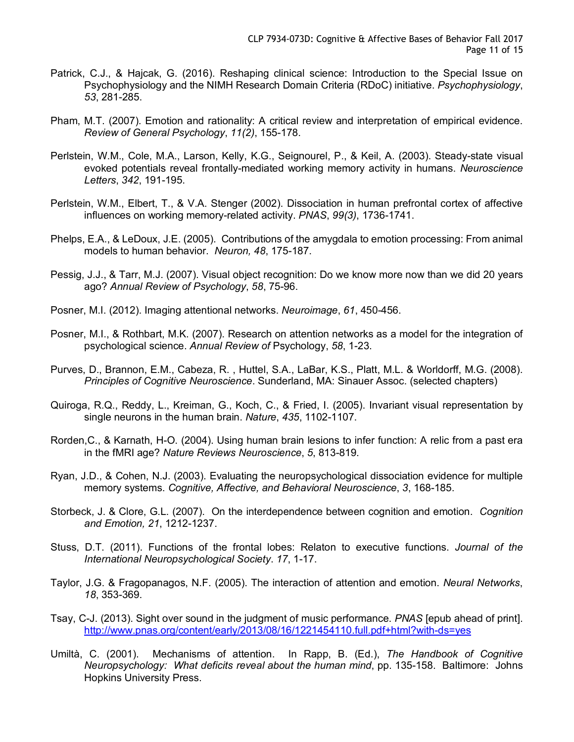Patrick, C.J., & Hajcak, G. (2016). Reshaping clinical science: Introduction to the Special Issue on Psychophysiology and the NIMH Research Domain Criteria (RDoC) initiative. *Psychophysiology*, *53*, 281-285.

Pham, M.T. (2007). Emotion and rationality: A critical review and interpretation of empirical evidence. *Review of General Psychology*, *11(2)*, 155-178.

Perlstein, W.M., Cole, M.A., Larson, Kelly, K.G., Seignourel, P., & Keil, A. (2003). Steady-state visual evoked potentials reveal frontally-mediated working memory activity in humans. *Neuroscience Letters*, *342*, 191-195.

Perlstein, W.M., Elbert, T., & V.A. Stenger (2002). Dissociation in human prefrontal cortex of affective influences on working memory-related activity. *PNAS*, *99(3)*, 1736-1741.

Phelps, E.A., & LeDoux, J.E. (2005). Contributions of the amygdala to emotion processing: From animal models to human behavior. *Neuron, 48*, 175-187.

Pessig, J.J., & Tarr, M.J. (2007). Visual object recognition: Do we know more now than we did 20 years ago? *Annual Review of Psychology*, *58*, 75-96.

Posner, M.I. (2012). Imaging attentional networks. *Neuroimage*, *61*, 450-456.

Posner, M.I., & Rothbart, M.K. (2007). Research on attention networks as a model for the integration of psychological science. *Annual Review of* Psychology, *58*, 1-23.

Purves, D., Brannon, E.M., Cabeza, R. , Huttel, S.A., LaBar, K.S., Platt, M.L. & Worldorff, M.G. (2008). *Principles of Cognitive Neuroscience*. Sunderland, MA: Sinauer Assoc. (selected chapters)

Quiroga, R.Q., Reddy, L., Kreiman, G., Koch, C., & Fried, I. (2005). Invariant visual representation by single neurons in the human brain. *Nature*, *435*, 1102-1107.

Rorden,C., & Karnath, H-O. (2004). Using human brain lesions to infer function: A relic from a past era in the fMRI age? *Nature Reviews Neuroscience*, *5*, 813-819.

Ryan, J.D., & Cohen, N.J. (2003). Evaluating the neuropsychological dissociation evidence for multiple memory systems. *Cognitive, Affective, and Behavioral Neuroscience*, *3*, 168-185.

Storbeck, J. & Clore, G.L. (2007). On the interdependence between cognition and emotion. *Cognition and Emotion, 21*, 1212-1237.

Stuss, D.T. (2011). Functions of the frontal lobes: Relaton to executive functions. *Journal of the International Neuropsychological Society*. *17*, 1-17.

Taylor, J.G. & Fragopanagos, N.F. (2005). The interaction of attention and emotion. *Neural Networks*, *18*, 353-369.

Tsay, C-J. (2013). Sight over sound in the judgment of music performance. *PNAS* [epub ahead of print]. http://www.pnas.org/content/early/2013/08/16/1221454110.full.pdf+html?with-ds=yes

Umiltà, C. (2001). Mechanisms of attention. In Rapp, B. (Ed.), *The Handbook of Cognitive Neuropsychology: What deficits reveal about the human mind*, pp. 135-158. Baltimore: Johns Hopkins University Press.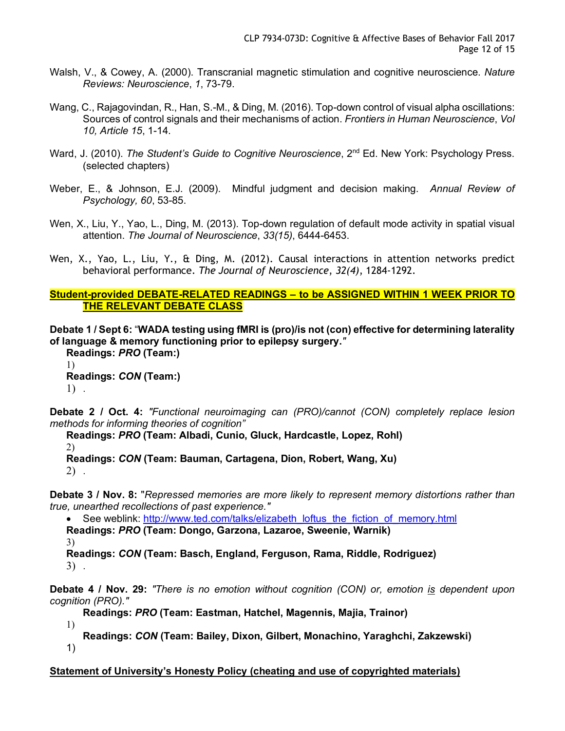Walsh, V., & Cowey, A. (2000). Transcranial magnetic stimulation and cognitive neuroscience. *Nature Reviews: Neuroscience*, *1*, 73-79.

Wang, C., Rajagovindan, R., Han, S.-M., & Ding, M. (2016). Top-down control of visual alpha oscillations: Sources of control signals and their mechanisms of action. *Frontiers in Human Neuroscience*, *Vol 10, Article 15*, 1-14.

Ward, J. (2010). *The Student's Guide to Cognitive Neuroscience*, 2nd Ed. New York: Psychology Press. (selected chapters)

Weber, E., & Johnson, E.J. (2009). Mindful judgment and decision making. *Annual Review of Psychology, 60*, 53-85.

Wen, X., Liu, Y., Yao, L., Ding, M. (2013). Top-down regulation of default mode activity in spatial visual attention. *The Journal of Neuroscience*, *33(15)*, 6444-6453.

Wen, X., Yao, L., Liu, Y., & Ding, M. (2012). Causal interactions in attention networks predict behavioral performance. *The Journal of Neuroscience*, *32(4)*, 1284-1292.

**Student-provided DEBATE-RELATED READINGS – to be ASSIGNED WITHIN 1 WEEK PRIOR TO THE RELEVANT DEBATE CLASS**

**Debate 1 / Sept 6:** "**WADA testing using fMRI is (pro)/is not (con) effective for determining laterality of language & memory functioning prior to epilepsy surgery.**"

**Readings: *PRO* (Team:)**

1)

**Readings: *CON* (Team:)**

1) .

**Debate 2 / Oct. 4:** *"Functional neuroimaging can (PRO)/cannot (CON) completely replace lesion methods for informing theories of cognition"*

**Readings: *PRO* (Team: Albadi, Cunio, Gluck, Hardcastle, Lopez, Rohl)**

2)

**Readings: *CON* (Team: Bauman, Cartagena, Dion, Robert, Wang, Xu)**

2) .

**Debate 3 / Nov. 8:** "*Repressed memories are more likely to represent memory distortions rather than true, unearthed recollections of past experience.*"

- See weblink: http://www.ted.com/talks/elizabeth_loftus_the_fiction_of_memory.html

**Readings: *PRO* (Team: Dongo, Garzona, Lazaroe, Sweenie, Warnik)**

3)

**Readings: *CON* (Team: Basch, England, Ferguson, Rama, Riddle, Rodriguez)**

3) .

**Debate 4 / Nov. 29:** *"There is no emotion without cognition (CON) or, emotion is dependent upon cognition (PRO)."*

**Readings: *PRO* (Team: Eastman, Hatchel, Magennis, Majia, Trainor)**

1)

**Readings: *CON* (Team: Bailey, Dixon, Gilbert, Monachino, Yaraghchi, Zakzewski)**

1)

**Statement of University's Honesty Policy (cheating and use of copyrighted materials)**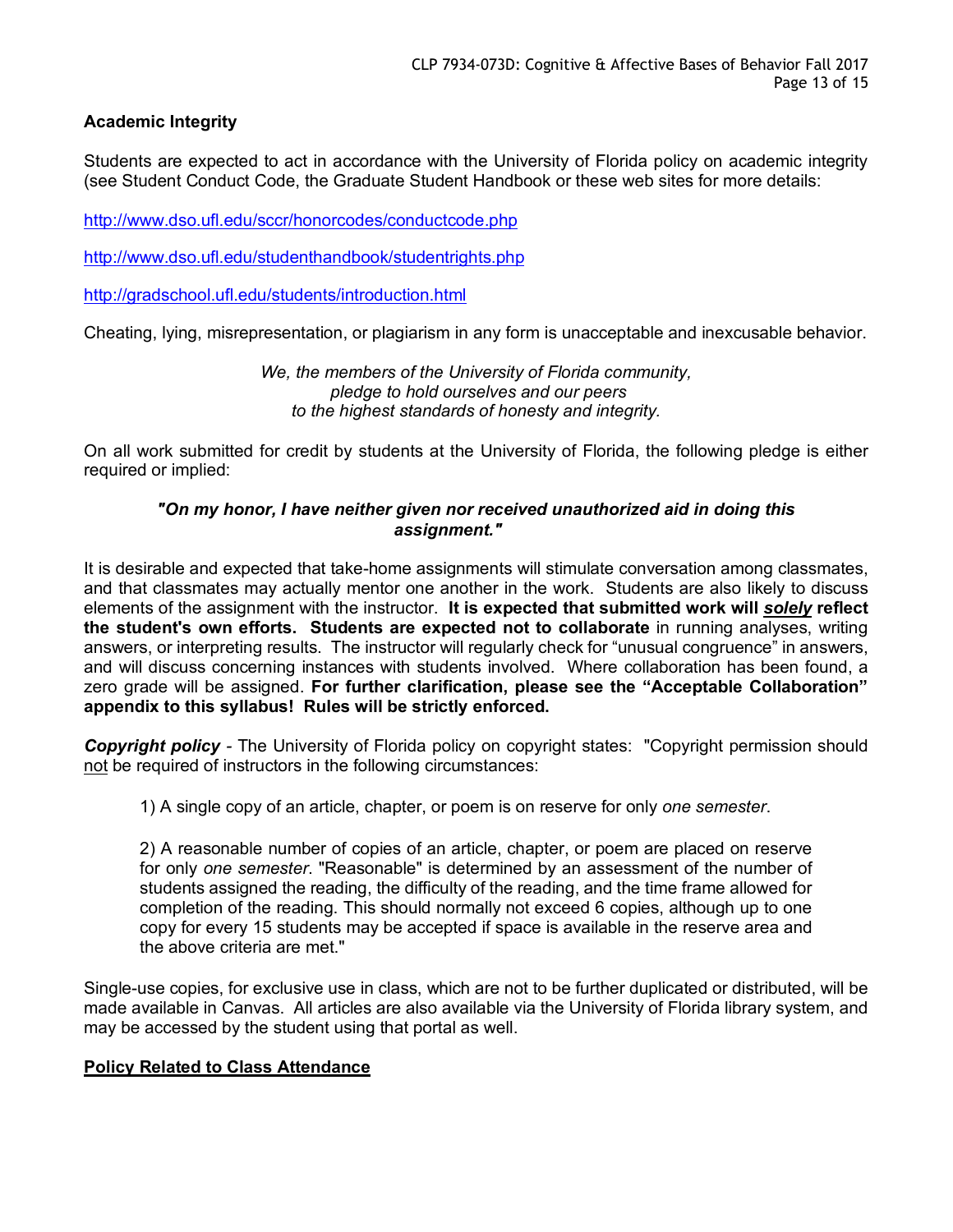### Academic Integrity

Students are expected to act in accordance with the University of Florida policy on academic integrity (see Student Conduct Code, the Graduate Student Handbook or these web sites for more details:

http://www.dso.ufl.edu/sccr/honorcodes/conductcode.php

http://www.dso.ufl.edu/studenthandbook/studentrights.php

http://gradschool.ufl.edu/students/introduction.html

Cheating, lying, misrepresentation, or plagiarism in any form is unacceptable and inexcusable behavior.

*We, the members of the University of Florida community,*
*pledge to hold ourselves and our peers*
*to the highest standards of honesty and integrity.*

On all work submitted for credit by students at the University of Florida, the following pledge is either required or implied:

***"On my honor, I have neither given nor received unauthorized aid in doing this assignment."***

It is desirable and expected that take-home assignments will stimulate conversation among classmates, and that classmates may actually mentor one another in the work. Students are also likely to discuss elements of the assignment with the instructor. **It is expected that submitted work will *solely* reflect the student's own efforts. Students are expected not to collaborate** in running analyses, writing answers, or interpreting results. The instructor will regularly check for "unusual congruence" in answers, and will discuss concerning instances with students involved. Where collaboration has been found, a zero grade will be assigned. **For further clarification, please see the "Acceptable Collaboration" appendix to this syllabus! Rules will be strictly enforced.**

***Copyright policy*** - The University of Florida policy on copyright states: "Copyright permission should not be required of instructors in the following circumstances:

1) A single copy of an article, chapter, or poem is on reserve for only *one semester*.

2) A reasonable number of copies of an article, chapter, or poem are placed on reserve for only *one semester*. "Reasonable" is determined by an assessment of the number of students assigned the reading, the difficulty of the reading, and the time frame allowed for completion of the reading. This should normally not exceed 6 copies, although up to one copy for every 15 students may be accepted if space is available in the reserve area and the above criteria are met."

Single-use copies, for exclusive use in class, which are not to be further duplicated or distributed, will be made available in Canvas. All articles are also available via the University of Florida library system, and may be accessed by the student using that portal as well.

### Policy Related to Class Attendance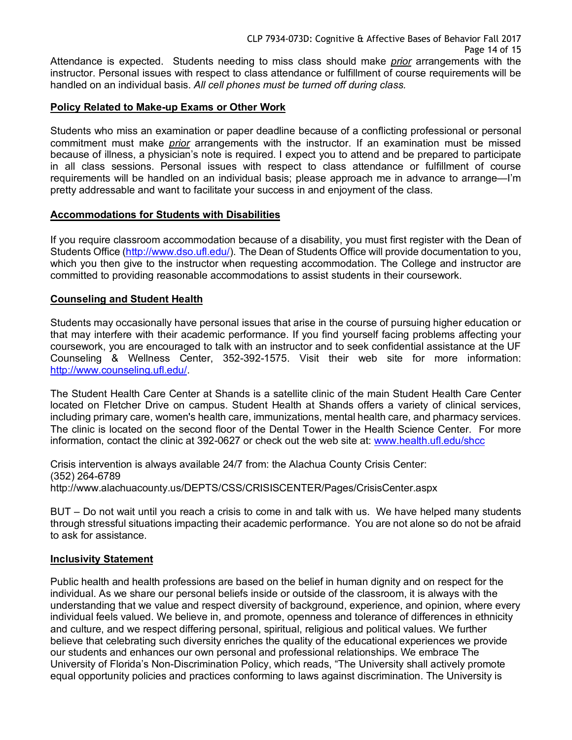Attendance is expected. Students needing to miss class should make *prior* arrangements with the instructor. Personal issues with respect to class attendance or fulfillment of course requirements will be handled on an individual basis. *All cell phones must be turned off during class.*

## Policy Related to Make-up Exams or Other Work

Students who miss an examination or paper deadline because of a conflicting professional or personal commitment must make *prior* arrangements with the instructor. If an examination must be missed because of illness, a physician's note is required. I expect you to attend and be prepared to participate in all class sessions. Personal issues with respect to class attendance or fulfillment of course requirements will be handled on an individual basis; please approach me in advance to arrange—I'm pretty addressable and want to facilitate your success in and enjoyment of the class.

## Accommodations for Students with Disabilities

If you require classroom accommodation because of a disability, you must first register with the Dean of Students Office (http://www.dso.ufl.edu/). The Dean of Students Office will provide documentation to you, which you then give to the instructor when requesting accommodation. The College and instructor are committed to providing reasonable accommodations to assist students in their coursework.

## Counseling and Student Health

Students may occasionally have personal issues that arise in the course of pursuing higher education or that may interfere with their academic performance. If you find yourself facing problems affecting your coursework, you are encouraged to talk with an instructor and to seek confidential assistance at the UF Counseling & Wellness Center, 352-392-1575. Visit their web site for more information: http://www.counseling.ufl.edu/.

The Student Health Care Center at Shands is a satellite clinic of the main Student Health Care Center located on Fletcher Drive on campus. Student Health at Shands offers a variety of clinical services, including primary care, women's health care, immunizations, mental health care, and pharmacy services. The clinic is located on the second floor of the Dental Tower in the Health Science Center. For more information, contact the clinic at 392-0627 or check out the web site at: www.health.ufl.edu/shcc

Crisis intervention is always available 24/7 from: the Alachua County Crisis Center:
(352) 264-6789
http://www.alachuacounty.us/DEPTS/CSS/CRISISCENTER/Pages/CrisisCenter.aspx

BUT – Do not wait until you reach a crisis to come in and talk with us. We have helped many students through stressful situations impacting their academic performance. You are not alone so do not be afraid to ask for assistance.

## Inclusivity Statement

Public health and health professions are based on the belief in human dignity and on respect for the individual. As we share our personal beliefs inside or outside of the classroom, it is always with the understanding that we value and respect diversity of background, experience, and opinion, where every individual feels valued. We believe in, and promote, openness and tolerance of differences in ethnicity and culture, and we respect differing personal, spiritual, religious and political values. We further believe that celebrating such diversity enriches the quality of the educational experiences we provide our students and enhances our own personal and professional relationships. We embrace The University of Florida's Non-Discrimination Policy, which reads, "The University shall actively promote equal opportunity policies and practices conforming to laws against discrimination. The University is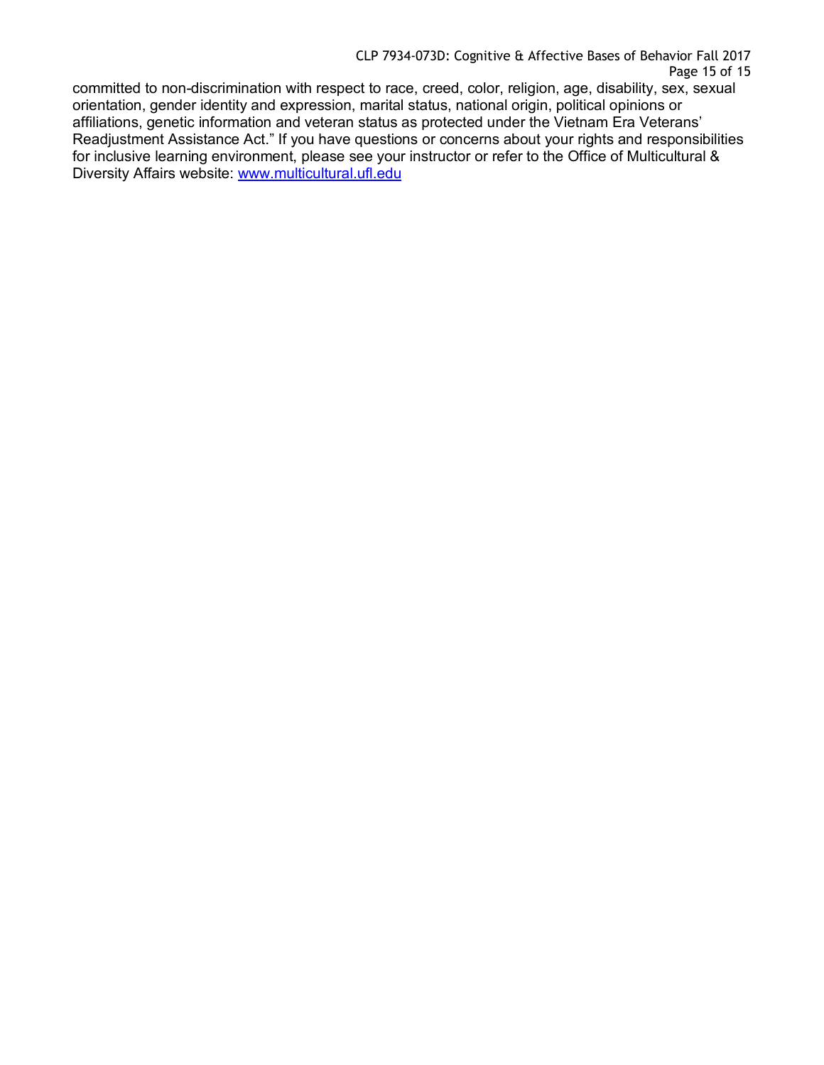committed to non-discrimination with respect to race, creed, color, religion, age, disability, sex, sexual orientation, gender identity and expression, marital status, national origin, political opinions or affiliations, genetic information and veteran status as protected under the Vietnam Era Veterans' Readjustment Assistance Act." If you have questions or concerns about your rights and responsibilities for inclusive learning environment, please see your instructor or refer to the Office of Multicultural & Diversity Affairs website: [www.multicultural.ufl.edu](www.multicultural.ufl.edu)